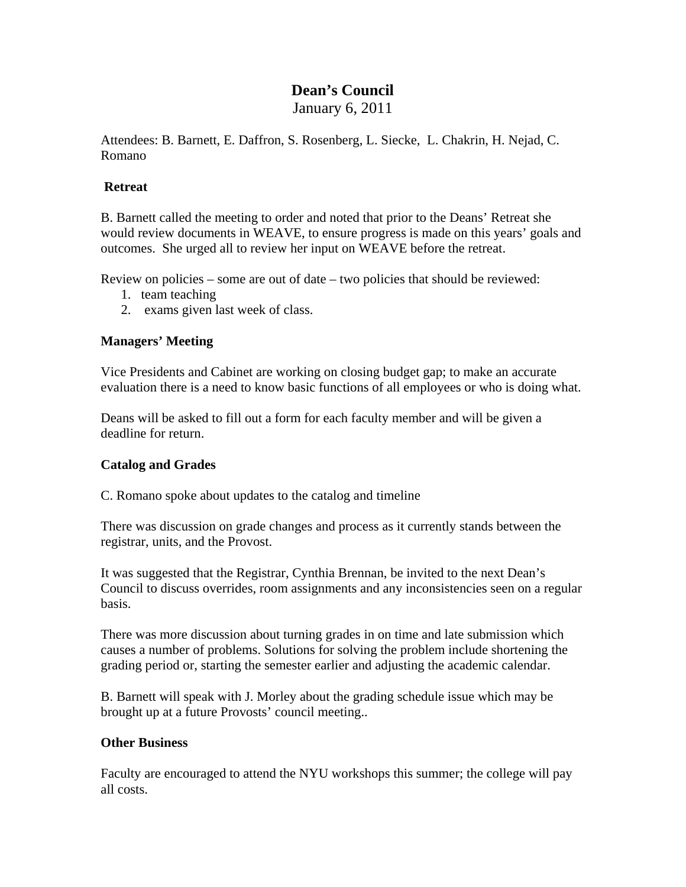# Dean's Council

January 6, 2011

Attendees: B. Barnett, E. Daffron, S. Rosenberg, L. Siecke, L. Chakrin, H. Nejad, C. Romano

**Retreat**

B. Barnett called the meeting to order and noted that prior to the Deans' Retreat she would review documents in WEAVE, to ensure progress is made on this years' goals and outcomes. She urged all to review her input on WEAVE before the retreat.

Review on policies – some are out of date – two policies that should be reviewed:

1. team teaching
2. exams given last week of class.

**Managers' Meeting**

Vice Presidents and Cabinet are working on closing budget gap; to make an accurate evaluation there is a need to know basic functions of all employees or who is doing what.

Deans will be asked to fill out a form for each faculty member and will be given a deadline for return.

**Catalog and Grades**

C. Romano spoke about updates to the catalog and timeline

There was discussion on grade changes and process as it currently stands between the registrar, units, and the Provost.

It was suggested that the Registrar, Cynthia Brennan, be invited to the next Dean's Council to discuss overrides, room assignments and any inconsistencies seen on a regular basis.

There was more discussion about turning grades in on time and late submission which causes a number of problems. Solutions for solving the problem include shortening the grading period or, starting the semester earlier and adjusting the academic calendar.

B. Barnett will speak with J. Morley about the grading schedule issue which may be brought up at a future Provosts' council meeting..

**Other Business**

Faculty are encouraged to attend the NYU workshops this summer; the college will pay all costs.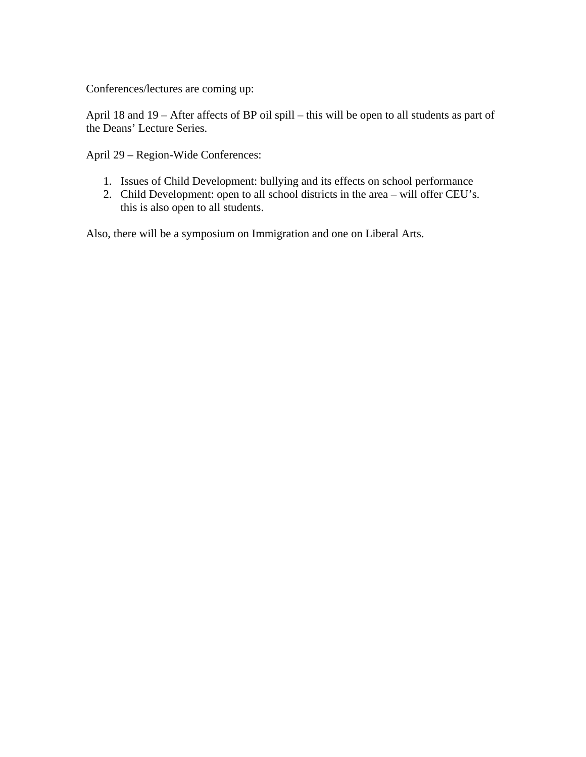Conferences/lectures are coming up:

April 18 and 19 – After affects of BP oil spill – this will be open to all students as part of the Deans' Lecture Series.

April 29 – Region-Wide Conferences:

1. Issues of Child Development: bullying and its effects on school performance
2. Child Development: open to all school districts in the area – will offer CEU's. this is also open to all students.

Also, there will be a symposium on Immigration and one on Liberal Arts.